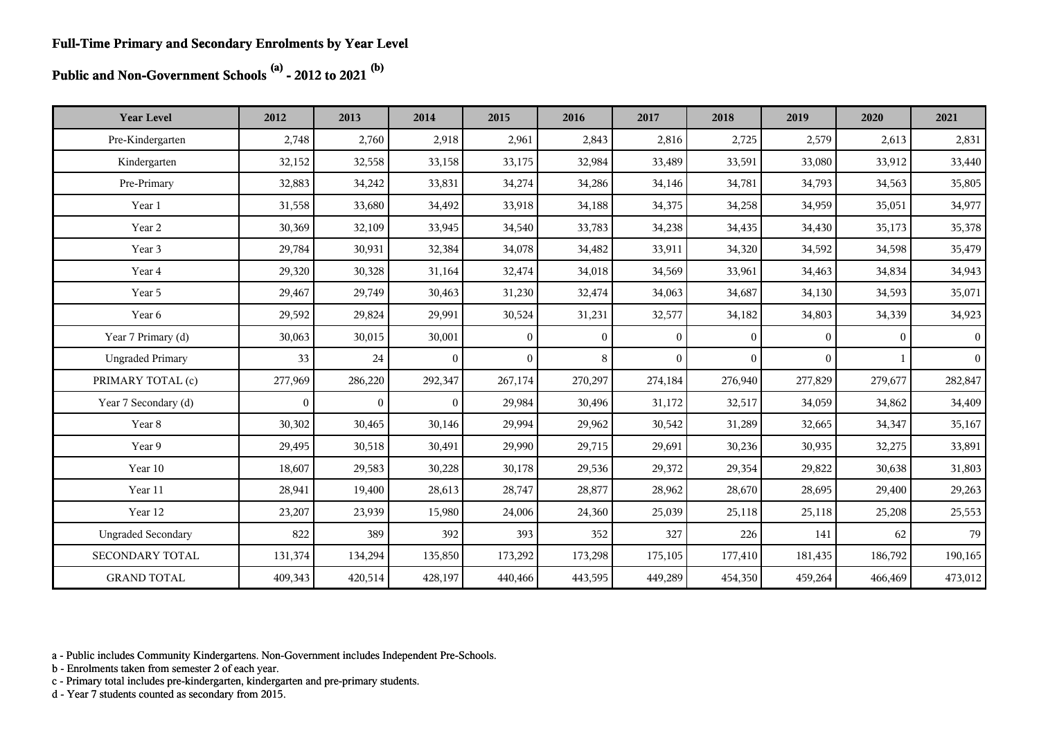**Full-Time Primary and Secondary Enrolments by Year Level**

**Public and Non-Government Schools [(a)] - 2012 to 2021 [(b)]**

| Year Level | 2012 | 2013 | 2014 | 2015 | 2016 | 2017 | 2018 | 2019 | 2020 | 2021 |
|---|---|---|---|---|---|---|---|---|---|---|
| Pre-Kindergarten | 2,748 | 2,760 | 2,918 | 2,961 | 2,843 | 2,816 | 2,725 | 2,579 | 2,613 | 2,831 |
| Kindergarten | 32,152 | 32,558 | 33,158 | 33,175 | 32,984 | 33,489 | 33,591 | 33,080 | 33,912 | 33,440 |
| Pre-Primary | 32,883 | 34,242 | 33,831 | 34,274 | 34,286 | 34,146 | 34,781 | 34,793 | 34,563 | 35,805 |
| Year 1 | 31,558 | 33,680 | 34,492 | 33,918 | 34,188 | 34,375 | 34,258 | 34,959 | 35,051 | 34,977 |
| Year 2 | 30,369 | 32,109 | 33,945 | 34,540 | 33,783 | 34,238 | 34,435 | 34,430 | 35,173 | 35,378 |
| Year 3 | 29,784 | 30,931 | 32,384 | 34,078 | 34,482 | 33,911 | 34,320 | 34,592 | 34,598 | 35,479 |
| Year 4 | 29,320 | 30,328 | 31,164 | 32,474 | 34,018 | 34,569 | 33,961 | 34,463 | 34,834 | 34,943 |
| Year 5 | 29,467 | 29,749 | 30,463 | 31,230 | 32,474 | 34,063 | 34,687 | 34,130 | 34,593 | 35,071 |
| Year 6 | 29,592 | 29,824 | 29,991 | 30,524 | 31,231 | 32,577 | 34,182 | 34,803 | 34,339 | 34,923 |
| Year 7 Primary (d) | 30,063 | 30,015 | 30,001 | 0 | 0 | 0 | 0 | 0 | 0 | 0 |
| Ungraded Primary | 33 | 24 | 0 | 0 | 8 | 0 | 0 | 0 | 1 | 0 |
| PRIMARY TOTAL (c) | 277,969 | 286,220 | 292,347 | 267,174 | 270,297 | 274,184 | 276,940 | 277,829 | 279,677 | 282,847 |
| Year 7 Secondary (d) | 0 | 0 | 0 | 29,984 | 30,496 | 31,172 | 32,517 | 34,059 | 34,862 | 34,409 |
| Year 8 | 30,302 | 30,465 | 30,146 | 29,994 | 29,962 | 30,542 | 31,289 | 32,665 | 34,347 | 35,167 |
| Year 9 | 29,495 | 30,518 | 30,491 | 29,990 | 29,715 | 29,691 | 30,236 | 30,935 | 32,275 | 33,891 |
| Year 10 | 18,607 | 29,583 | 30,228 | 30,178 | 29,536 | 29,372 | 29,354 | 29,822 | 30,638 | 31,803 |
| Year 11 | 28,941 | 19,400 | 28,613 | 28,747 | 28,877 | 28,962 | 28,670 | 28,695 | 29,400 | 29,263 |
| Year 12 | 23,207 | 23,939 | 15,980 | 24,006 | 24,360 | 25,039 | 25,118 | 25,118 | 25,208 | 25,553 |
| Ungraded Secondary | 822 | 389 | 392 | 393 | 352 | 327 | 226 | 141 | 62 | 79 |
| SECONDARY TOTAL | 131,374 | 134,294 | 135,850 | 173,292 | 173,298 | 175,105 | 177,410 | 181,435 | 186,792 | 190,165 |
| GRAND TOTAL | 409,343 | 420,514 | 428,197 | 440,466 | 443,595 | 449,289 | 454,350 | 459,264 | 466,469 | 473,012 |

a - Public includes Community Kindergartens. Non-Government includes Independent Pre-Schools.
b - Enrolments taken from semester 2 of each year.
c - Primary total includes pre-kindergarten, kindergarten and pre-primary students.
d - Year 7 students counted as secondary from 2015.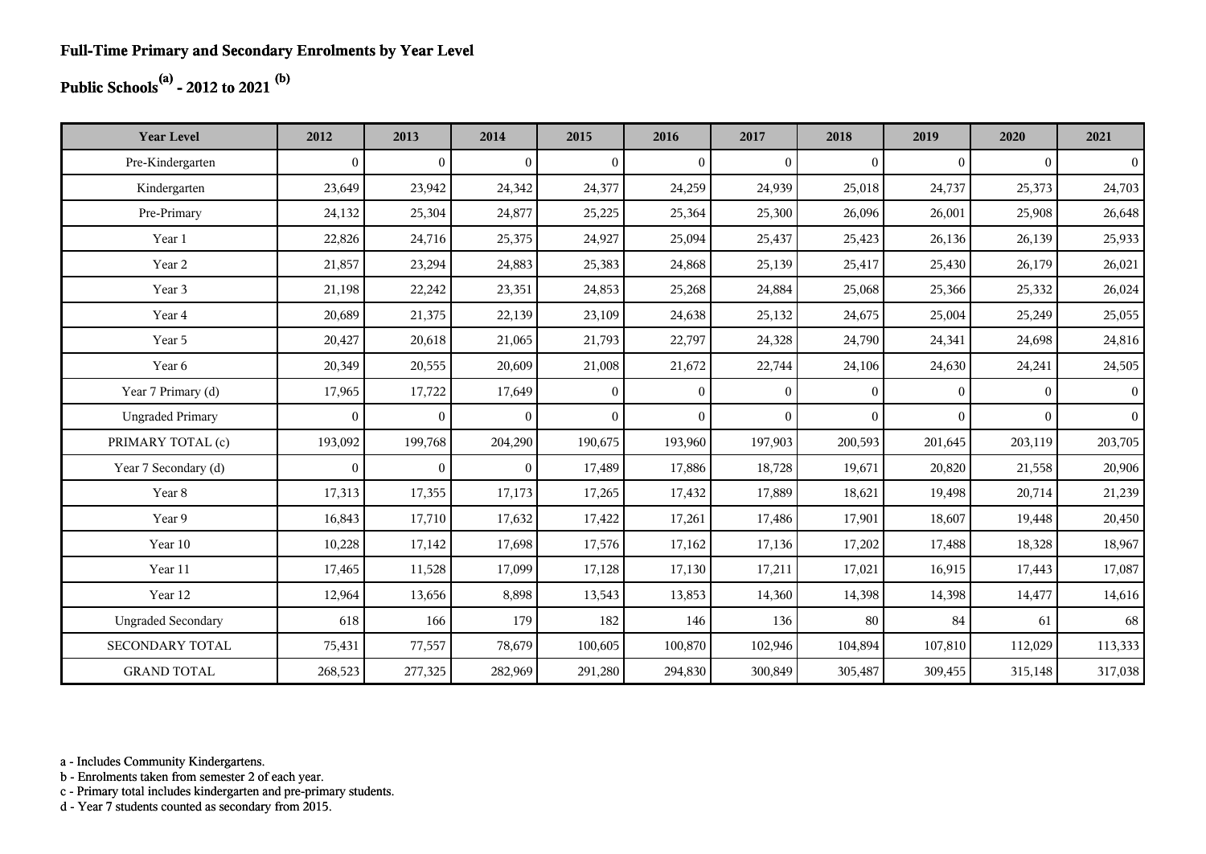## Full-Time Primary and Secondary Enrolments by Year Level

## Public Schools[(a)] - 2012 to 2021 [(b)]

| Year Level | 2012 | 2013 | 2014 | 2015 | 2016 | 2017 | 2018 | 2019 | 2020 | 2021 |
|---|---|---|---|---|---|---|---|---|---|---|
| Pre-Kindergarten | 0 | 0 | 0 | 0 | 0 | 0 | 0 | 0 | 0 | 0 |
| Kindergarten | 23,649 | 23,942 | 24,342 | 24,377 | 24,259 | 24,939 | 25,018 | 24,737 | 25,373 | 24,703 |
| Pre-Primary | 24,132 | 25,304 | 24,877 | 25,225 | 25,364 | 25,300 | 26,096 | 26,001 | 25,908 | 26,648 |
| Year 1 | 22,826 | 24,716 | 25,375 | 24,927 | 25,094 | 25,437 | 25,423 | 26,136 | 26,139 | 25,933 |
| Year 2 | 21,857 | 23,294 | 24,883 | 25,383 | 24,868 | 25,139 | 25,417 | 25,430 | 26,179 | 26,021 |
| Year 3 | 21,198 | 22,242 | 23,351 | 24,853 | 25,268 | 24,884 | 25,068 | 25,366 | 25,332 | 26,024 |
| Year 4 | 20,689 | 21,375 | 22,139 | 23,109 | 24,638 | 25,132 | 24,675 | 25,004 | 25,249 | 25,055 |
| Year 5 | 20,427 | 20,618 | 21,065 | 21,793 | 22,797 | 24,328 | 24,790 | 24,341 | 24,698 | 24,816 |
| Year 6 | 20,349 | 20,555 | 20,609 | 21,008 | 21,672 | 22,744 | 24,106 | 24,630 | 24,241 | 24,505 |
| Year 7 Primary (d) | 17,965 | 17,722 | 17,649 | 0 | 0 | 0 | 0 | 0 | 0 | 0 |
| Ungraded Primary | 0 | 0 | 0 | 0 | 0 | 0 | 0 | 0 | 0 | 0 |
| PRIMARY TOTAL (c) | 193,092 | 199,768 | 204,290 | 190,675 | 193,960 | 197,903 | 200,593 | 201,645 | 203,119 | 203,705 |
| Year 7 Secondary (d) | 0 | 0 | 0 | 17,489 | 17,886 | 18,728 | 19,671 | 20,820 | 21,558 | 20,906 |
| Year 8 | 17,313 | 17,355 | 17,173 | 17,265 | 17,432 | 17,889 | 18,621 | 19,498 | 20,714 | 21,239 |
| Year 9 | 16,843 | 17,710 | 17,632 | 17,422 | 17,261 | 17,486 | 17,901 | 18,607 | 19,448 | 20,450 |
| Year 10 | 10,228 | 17,142 | 17,698 | 17,576 | 17,162 | 17,136 | 17,202 | 17,488 | 18,328 | 18,967 |
| Year 11 | 17,465 | 11,528 | 17,099 | 17,128 | 17,130 | 17,211 | 17,021 | 16,915 | 17,443 | 17,087 |
| Year 12 | 12,964 | 13,656 | 8,898 | 13,543 | 13,853 | 14,360 | 14,398 | 14,398 | 14,477 | 14,616 |
| Ungraded Secondary | 618 | 166 | 179 | 182 | 146 | 136 | 80 | 84 | 61 | 68 |
| SECONDARY TOTAL | 75,431 | 77,557 | 78,679 | 100,605 | 100,870 | 102,946 | 104,894 | 107,810 | 112,029 | 113,333 |
| GRAND TOTAL | 268,523 | 277,325 | 282,969 | 291,280 | 294,830 | 300,849 | 305,487 | 309,455 | 315,148 | 317,038 |

a - Includes Community Kindergartens.
b - Enrolments taken from semester 2 of each year.
c - Primary total includes kindergarten and pre-primary students.
d - Year 7 students counted as secondary from 2015.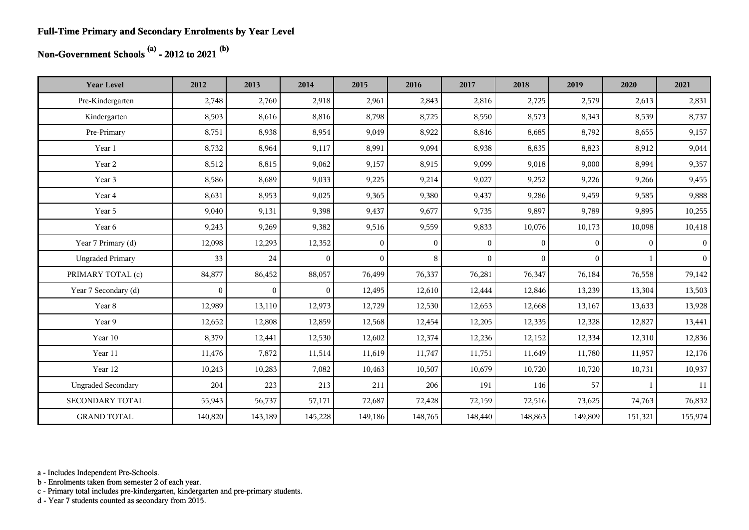**Full-Time Primary and Secondary Enrolments by Year Level**

**Non-Government Schools [(a)] - 2012 to 2021 [(b)]**

| Year Level | 2012 | 2013 | 2014 | 2015 | 2016 | 2017 | 2018 | 2019 | 2020 | 2021 |
|---|---|---|---|---|---|---|---|---|---|---|
| Pre-Kindergarten | 2,748 | 2,760 | 2,918 | 2,961 | 2,843 | 2,816 | 2,725 | 2,579 | 2,613 | 2,831 |
| Kindergarten | 8,503 | 8,616 | 8,816 | 8,798 | 8,725 | 8,550 | 8,573 | 8,343 | 8,539 | 8,737 |
| Pre-Primary | 8,751 | 8,938 | 8,954 | 9,049 | 8,922 | 8,846 | 8,685 | 8,792 | 8,655 | 9,157 |
| Year 1 | 8,732 | 8,964 | 9,117 | 8,991 | 9,094 | 8,938 | 8,835 | 8,823 | 8,912 | 9,044 |
| Year 2 | 8,512 | 8,815 | 9,062 | 9,157 | 8,915 | 9,099 | 9,018 | 9,000 | 8,994 | 9,357 |
| Year 3 | 8,586 | 8,689 | 9,033 | 9,225 | 9,214 | 9,027 | 9,252 | 9,226 | 9,266 | 9,455 |
| Year 4 | 8,631 | 8,953 | 9,025 | 9,365 | 9,380 | 9,437 | 9,286 | 9,459 | 9,585 | 9,888 |
| Year 5 | 9,040 | 9,131 | 9,398 | 9,437 | 9,677 | 9,735 | 9,897 | 9,789 | 9,895 | 10,255 |
| Year 6 | 9,243 | 9,269 | 9,382 | 9,516 | 9,559 | 9,833 | 10,076 | 10,173 | 10,098 | 10,418 |
| Year 7 Primary (d) | 12,098 | 12,293 | 12,352 | 0 | 0 | 0 | 0 | 0 | 0 | 0 |
| Ungraded Primary | 33 | 24 | 0 | 0 | 8 | 0 | 0 | 0 | 1 | 0 |
| PRIMARY TOTAL (c) | 84,877 | 86,452 | 88,057 | 76,499 | 76,337 | 76,281 | 76,347 | 76,184 | 76,558 | 79,142 |
| Year 7 Secondary (d) | 0 | 0 | 0 | 12,495 | 12,610 | 12,444 | 12,846 | 13,239 | 13,304 | 13,503 |
| Year 8 | 12,989 | 13,110 | 12,973 | 12,729 | 12,530 | 12,653 | 12,668 | 13,167 | 13,633 | 13,928 |
| Year 9 | 12,652 | 12,808 | 12,859 | 12,568 | 12,454 | 12,205 | 12,335 | 12,328 | 12,827 | 13,441 |
| Year 10 | 8,379 | 12,441 | 12,530 | 12,602 | 12,374 | 12,236 | 12,152 | 12,334 | 12,310 | 12,836 |
| Year 11 | 11,476 | 7,872 | 11,514 | 11,619 | 11,747 | 11,751 | 11,649 | 11,780 | 11,957 | 12,176 |
| Year 12 | 10,243 | 10,283 | 7,082 | 10,463 | 10,507 | 10,679 | 10,720 | 10,720 | 10,731 | 10,937 |
| Ungraded Secondary | 204 | 223 | 213 | 211 | 206 | 191 | 146 | 57 | 1 | 11 |
| SECONDARY TOTAL | 55,943 | 56,737 | 57,171 | 72,687 | 72,428 | 72,159 | 72,516 | 73,625 | 74,763 | 76,832 |
| GRAND TOTAL | 140,820 | 143,189 | 145,228 | 149,186 | 148,765 | 148,440 | 148,863 | 149,809 | 151,321 | 155,974 |

a - Includes Independent Pre-Schools.
b - Enrolments taken from semester 2 of each year.
c - Primary total includes pre-kindergarten, kindergarten and pre-primary students.
d - Year 7 students counted as secondary from 2015.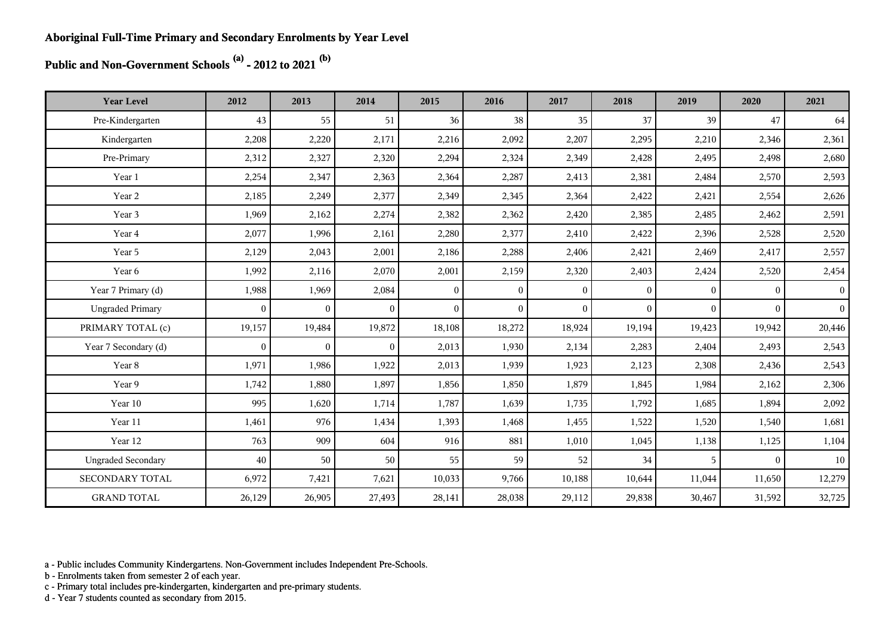**Aboriginal Full-Time Primary and Secondary Enrolments by Year Level**

**Public and Non-Government Schools [(a)] - 2012 to 2021 [(b)]**

| Year Level | 2012 | 2013 | 2014 | 2015 | 2016 | 2017 | 2018 | 2019 | 2020 | 2021 |
|---|---|---|---|---|---|---|---|---|---|---|
| Pre-Kindergarten | 43 | 55 | 51 | 36 | 38 | 35 | 37 | 39 | 47 | 64 |
| Kindergarten | 2,208 | 2,220 | 2,171 | 2,216 | 2,092 | 2,207 | 2,295 | 2,210 | 2,346 | 2,361 |
| Pre-Primary | 2,312 | 2,327 | 2,320 | 2,294 | 2,324 | 2,349 | 2,428 | 2,495 | 2,498 | 2,680 |
| Year 1 | 2,254 | 2,347 | 2,363 | 2,364 | 2,287 | 2,413 | 2,381 | 2,484 | 2,570 | 2,593 |
| Year 2 | 2,185 | 2,249 | 2,377 | 2,349 | 2,345 | 2,364 | 2,422 | 2,421 | 2,554 | 2,626 |
| Year 3 | 1,969 | 2,162 | 2,274 | 2,382 | 2,362 | 2,420 | 2,385 | 2,485 | 2,462 | 2,591 |
| Year 4 | 2,077 | 1,996 | 2,161 | 2,280 | 2,377 | 2,410 | 2,422 | 2,396 | 2,528 | 2,520 |
| Year 5 | 2,129 | 2,043 | 2,001 | 2,186 | 2,288 | 2,406 | 2,421 | 2,469 | 2,417 | 2,557 |
| Year 6 | 1,992 | 2,116 | 2,070 | 2,001 | 2,159 | 2,320 | 2,403 | 2,424 | 2,520 | 2,454 |
| Year 7 Primary (d) | 1,988 | 1,969 | 2,084 | 0 | 0 | 0 | 0 | 0 | 0 | 0 |
| Ungraded Primary | 0 | 0 | 0 | 0 | 0 | 0 | 0 | 0 | 0 | 0 |
| PRIMARY TOTAL (c) | 19,157 | 19,484 | 19,872 | 18,108 | 18,272 | 18,924 | 19,194 | 19,423 | 19,942 | 20,446 |
| Year 7 Secondary (d) | 0 | 0 | 0 | 2,013 | 1,930 | 2,134 | 2,283 | 2,404 | 2,493 | 2,543 |
| Year 8 | 1,971 | 1,986 | 1,922 | 2,013 | 1,939 | 1,923 | 2,123 | 2,308 | 2,436 | 2,543 |
| Year 9 | 1,742 | 1,880 | 1,897 | 1,856 | 1,850 | 1,879 | 1,845 | 1,984 | 2,162 | 2,306 |
| Year 10 | 995 | 1,620 | 1,714 | 1,787 | 1,639 | 1,735 | 1,792 | 1,685 | 1,894 | 2,092 |
| Year 11 | 1,461 | 976 | 1,434 | 1,393 | 1,468 | 1,455 | 1,522 | 1,520 | 1,540 | 1,681 |
| Year 12 | 763 | 909 | 604 | 916 | 881 | 1,010 | 1,045 | 1,138 | 1,125 | 1,104 |
| Ungraded Secondary | 40 | 50 | 50 | 55 | 59 | 52 | 34 | 5 | 0 | 10 |
| SECONDARY TOTAL | 6,972 | 7,421 | 7,621 | 10,033 | 9,766 | 10,188 | 10,644 | 11,044 | 11,650 | 12,279 |
| GRAND TOTAL | 26,129 | 26,905 | 27,493 | 28,141 | 28,038 | 29,112 | 29,838 | 30,467 | 31,592 | 32,725 |

a - Public includes Community Kindergartens. Non-Government includes Independent Pre-Schools.
b - Enrolments taken from semester 2 of each year.
c - Primary total includes pre-kindergarten, kindergarten and pre-primary students.
d - Year 7 students counted as secondary from 2015.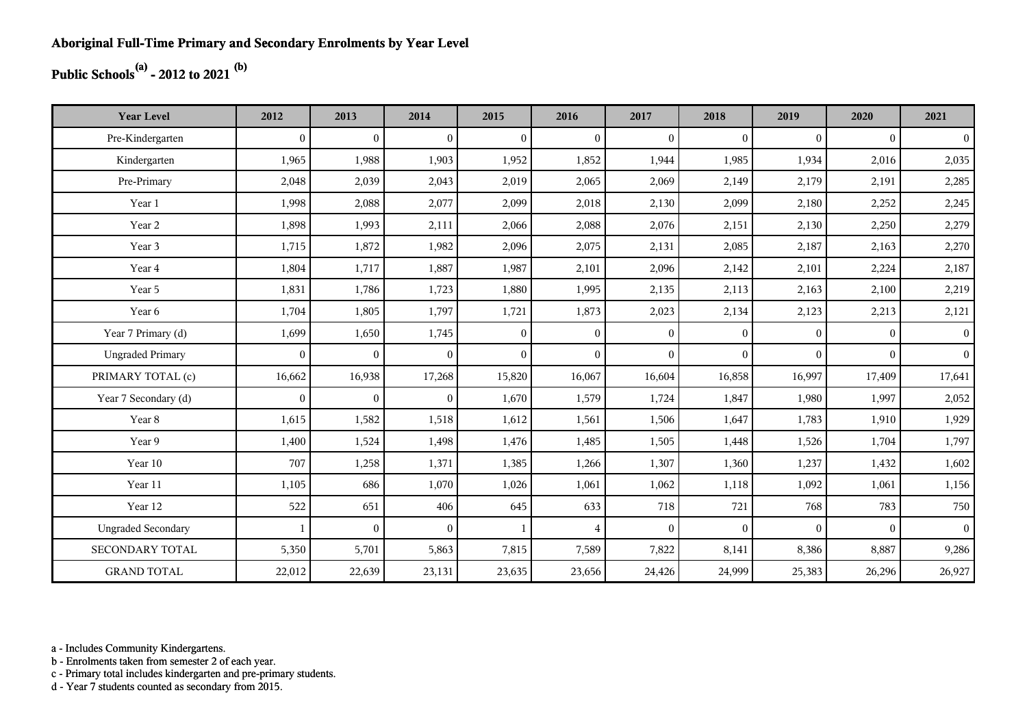**Aboriginal Full-Time Primary and Secondary Enrolments by Year Level**

**Public Schools[(a)] - 2012 to 2021 [(b)]**

| Year Level | 2012 | 2013 | 2014 | 2015 | 2016 | 2017 | 2018 | 2019 | 2020 | 2021 |
|---|---|---|---|---|---|---|---|---|---|---|
| Pre-Kindergarten | 0 | 0 | 0 | 0 | 0 | 0 | 0 | 0 | 0 | 0 |
| Kindergarten | 1,965 | 1,988 | 1,903 | 1,952 | 1,852 | 1,944 | 1,985 | 1,934 | 2,016 | 2,035 |
| Pre-Primary | 2,048 | 2,039 | 2,043 | 2,019 | 2,065 | 2,069 | 2,149 | 2,179 | 2,191 | 2,285 |
| Year 1 | 1,998 | 2,088 | 2,077 | 2,099 | 2,018 | 2,130 | 2,099 | 2,180 | 2,252 | 2,245 |
| Year 2 | 1,898 | 1,993 | 2,111 | 2,066 | 2,088 | 2,076 | 2,151 | 2,130 | 2,250 | 2,279 |
| Year 3 | 1,715 | 1,872 | 1,982 | 2,096 | 2,075 | 2,131 | 2,085 | 2,187 | 2,163 | 2,270 |
| Year 4 | 1,804 | 1,717 | 1,887 | 1,987 | 2,101 | 2,096 | 2,142 | 2,101 | 2,224 | 2,187 |
| Year 5 | 1,831 | 1,786 | 1,723 | 1,880 | 1,995 | 2,135 | 2,113 | 2,163 | 2,100 | 2,219 |
| Year 6 | 1,704 | 1,805 | 1,797 | 1,721 | 1,873 | 2,023 | 2,134 | 2,123 | 2,213 | 2,121 |
| Year 7 Primary (d) | 1,699 | 1,650 | 1,745 | 0 | 0 | 0 | 0 | 0 | 0 | 0 |
| Ungraded Primary | 0 | 0 | 0 | 0 | 0 | 0 | 0 | 0 | 0 | 0 |
| PRIMARY TOTAL (c) | 16,662 | 16,938 | 17,268 | 15,820 | 16,067 | 16,604 | 16,858 | 16,997 | 17,409 | 17,641 |
| Year 7 Secondary (d) | 0 | 0 | 0 | 1,670 | 1,579 | 1,724 | 1,847 | 1,980 | 1,997 | 2,052 |
| Year 8 | 1,615 | 1,582 | 1,518 | 1,612 | 1,561 | 1,506 | 1,647 | 1,783 | 1,910 | 1,929 |
| Year 9 | 1,400 | 1,524 | 1,498 | 1,476 | 1,485 | 1,505 | 1,448 | 1,526 | 1,704 | 1,797 |
| Year 10 | 707 | 1,258 | 1,371 | 1,385 | 1,266 | 1,307 | 1,360 | 1,237 | 1,432 | 1,602 |
| Year 11 | 1,105 | 686 | 1,070 | 1,026 | 1,061 | 1,062 | 1,118 | 1,092 | 1,061 | 1,156 |
| Year 12 | 522 | 651 | 406 | 645 | 633 | 718 | 721 | 768 | 783 | 750 |
| Ungraded Secondary | 1 | 0 | 0 | 1 | 4 | 0 | 0 | 0 | 0 | 0 |
| SECONDARY TOTAL | 5,350 | 5,701 | 5,863 | 7,815 | 7,589 | 7,822 | 8,141 | 8,386 | 8,887 | 9,286 |
| GRAND TOTAL | 22,012 | 22,639 | 23,131 | 23,635 | 23,656 | 24,426 | 24,999 | 25,383 | 26,296 | 26,927 |

a - Includes Community Kindergartens.
b - Enrolments taken from semester 2 of each year.
c - Primary total includes kindergarten and pre-primary students.
d - Year 7 students counted as secondary from 2015.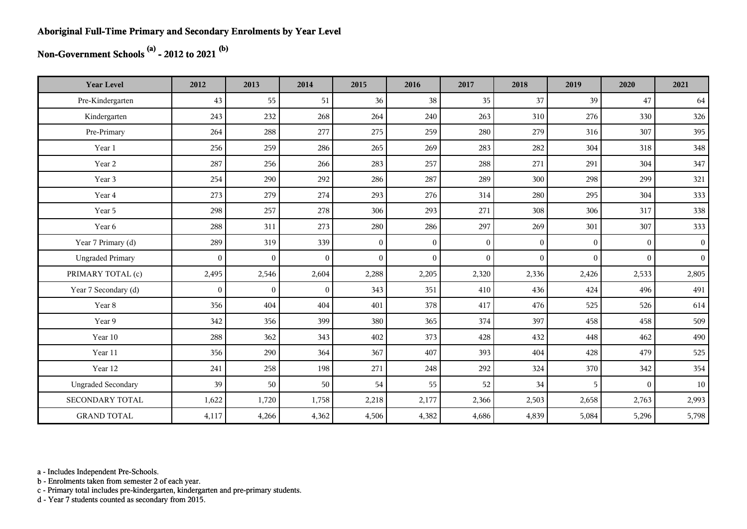**Aboriginal Full-Time Primary and Secondary Enrolments by Year Level**

**Non-Government Schools [(a)] - 2012 to 2021 [(b)]**

| Year Level | 2012 | 2013 | 2014 | 2015 | 2016 | 2017 | 2018 | 2019 | 2020 | 2021 |
|---|---|---|---|---|---|---|---|---|---|---|
| Pre-Kindergarten | 43 | 55 | 51 | 36 | 38 | 35 | 37 | 39 | 47 | 64 |
| Kindergarten | 243 | 232 | 268 | 264 | 240 | 263 | 310 | 276 | 330 | 326 |
| Pre-Primary | 264 | 288 | 277 | 275 | 259 | 280 | 279 | 316 | 307 | 395 |
| Year 1 | 256 | 259 | 286 | 265 | 269 | 283 | 282 | 304 | 318 | 348 |
| Year 2 | 287 | 256 | 266 | 283 | 257 | 288 | 271 | 291 | 304 | 347 |
| Year 3 | 254 | 290 | 292 | 286 | 287 | 289 | 300 | 298 | 299 | 321 |
| Year 4 | 273 | 279 | 274 | 293 | 276 | 314 | 280 | 295 | 304 | 333 |
| Year 5 | 298 | 257 | 278 | 306 | 293 | 271 | 308 | 306 | 317 | 338 |
| Year 6 | 288 | 311 | 273 | 280 | 286 | 297 | 269 | 301 | 307 | 333 |
| Year 7 Primary (d) | 289 | 319 | 339 | 0 | 0 | 0 | 0 | 0 | 0 | 0 |
| Ungraded Primary | 0 | 0 | 0 | 0 | 0 | 0 | 0 | 0 | 0 | 0 |
| PRIMARY TOTAL (c) | 2,495 | 2,546 | 2,604 | 2,288 | 2,205 | 2,320 | 2,336 | 2,426 | 2,533 | 2,805 |
| Year 7 Secondary (d) | 0 | 0 | 0 | 343 | 351 | 410 | 436 | 424 | 496 | 491 |
| Year 8 | 356 | 404 | 404 | 401 | 378 | 417 | 476 | 525 | 526 | 614 |
| Year 9 | 342 | 356 | 399 | 380 | 365 | 374 | 397 | 458 | 458 | 509 |
| Year 10 | 288 | 362 | 343 | 402 | 373 | 428 | 432 | 448 | 462 | 490 |
| Year 11 | 356 | 290 | 364 | 367 | 407 | 393 | 404 | 428 | 479 | 525 |
| Year 12 | 241 | 258 | 198 | 271 | 248 | 292 | 324 | 370 | 342 | 354 |
| Ungraded Secondary | 39 | 50 | 50 | 54 | 55 | 52 | 34 | 5 | 0 | 10 |
| SECONDARY TOTAL | 1,622 | 1,720 | 1,758 | 2,218 | 2,177 | 2,366 | 2,503 | 2,658 | 2,763 | 2,993 |
| GRAND TOTAL | 4,117 | 4,266 | 4,362 | 4,506 | 4,382 | 4,686 | 4,839 | 5,084 | 5,296 | 5,798 |

a - Includes Independent Pre-Schools.
b - Enrolments taken from semester 2 of each year.
c - Primary total includes pre-kindergarten, kindergarten and pre-primary students.
d - Year 7 students counted as secondary from 2015.